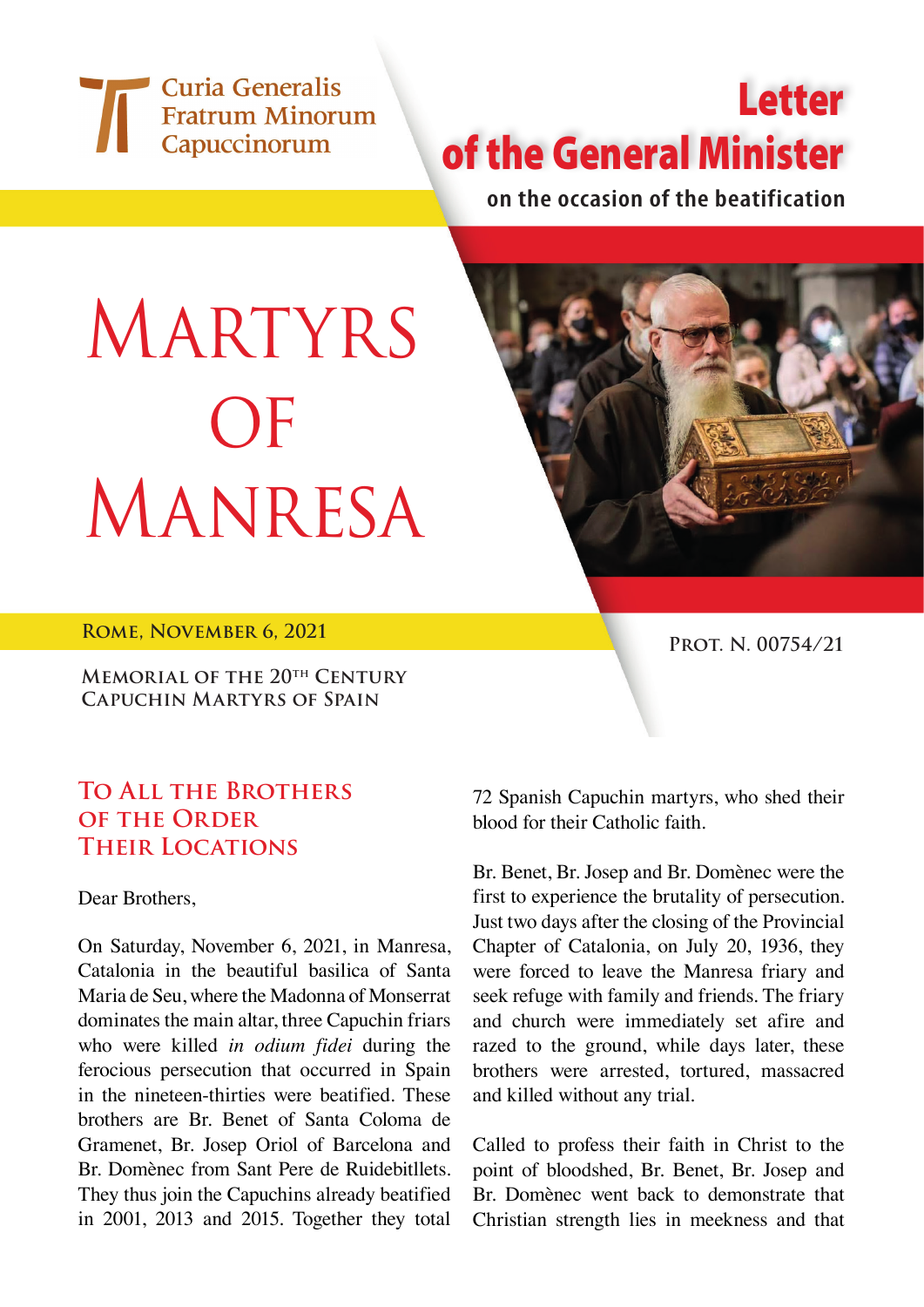Curia Generalis
Fratrum Minorum
Capuccinorum

# Letter of the General Minister

**on the occasion of the beatification**

# Martyrs of Manresa

**Rome, November 6, 2021**

**Prot. N. 00754/21**

**Memorial of the 20th Century Capuchin Martyrs of Spain**

## To All the Brothers of the Order Their Locations

Dear Brothers,

On Saturday, November 6, 2021, in Manresa, Catalonia in the beautiful basilica of Santa Maria de Seu, where the Madonna of Monserrat dominates the main altar, three Capuchin friars who were killed *in odium fidei* during the ferocious persecution that occurred in Spain in the nineteen-thirties were beatified. These brothers are Br. Benet of Santa Coloma de Gramenet, Br. Josep Oriol of Barcelona and Br. Domènec from Sant Pere de Ruidebitllets. They thus join the Capuchins already beatified in 2001, 2013 and 2015. Together they total 72 Spanish Capuchin martyrs, who shed their blood for their Catholic faith.

Br. Benet, Br. Josep and Br. Domènec were the first to experience the brutality of persecution. Just two days after the closing of the Provincial Chapter of Catalonia, on July 20, 1936, they were forced to leave the Manresa friary and seek refuge with family and friends. The friary and church were immediately set afire and razed to the ground, while days later, these brothers were arrested, tortured, massacred and killed without any trial.

Called to profess their faith in Christ to the point of bloodshed, Br. Benet, Br. Josep and Br. Domènec went back to demonstrate that Christian strength lies in meekness and that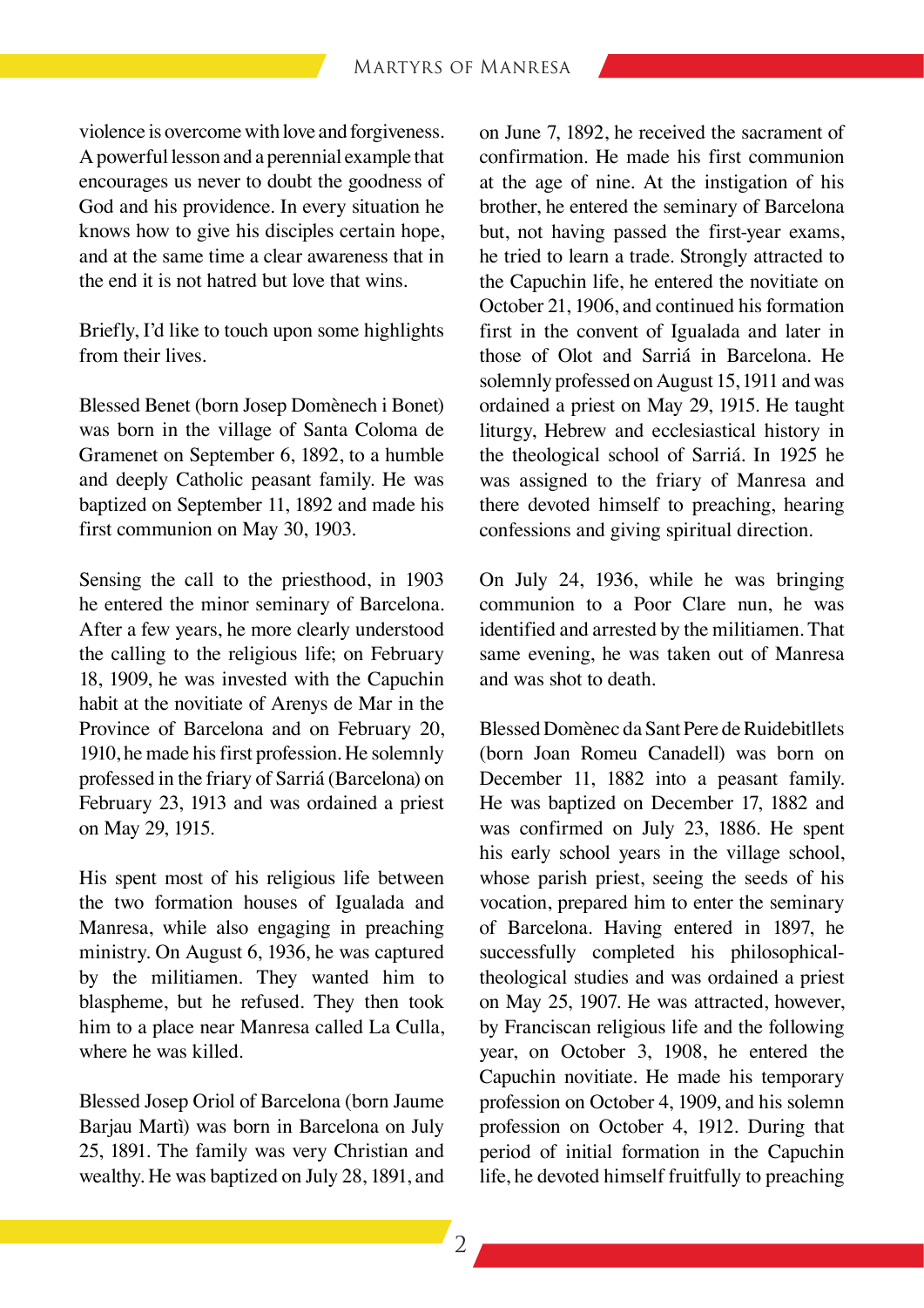violence is overcome with love and forgiveness. A powerful lesson and a perennial example that encourages us never to doubt the goodness of God and his providence. In every situation he knows how to give his disciples certain hope, and at the same time a clear awareness that in the end it is not hatred but love that wins.

Briefly, I'd like to touch upon some highlights from their lives.

Blessed Benet (born Josep Domènech i Bonet) was born in the village of Santa Coloma de Gramenet on September 6, 1892, to a humble and deeply Catholic peasant family. He was baptized on September 11, 1892 and made his first communion on May 30, 1903.

Sensing the call to the priesthood, in 1903 he entered the minor seminary of Barcelona. After a few years, he more clearly understood the calling to the religious life; on February 18, 1909, he was invested with the Capuchin habit at the novitiate of Arenys de Mar in the Province of Barcelona and on February 20, 1910, he made his first profession. He solemnly professed in the friary of Sarriá (Barcelona) on February 23, 1913 and was ordained a priest on May 29, 1915.

His spent most of his religious life between the two formation houses of Igualada and Manresa, while also engaging in preaching ministry. On August 6, 1936, he was captured by the militiamen. They wanted him to blaspheme, but he refused. They then took him to a place near Manresa called La Culla, where he was killed.

Blessed Josep Oriol of Barcelona (born Jaume Barjau Martì) was born in Barcelona on July 25, 1891. The family was very Christian and wealthy. He was baptized on July 28, 1891, and on June 7, 1892, he received the sacrament of confirmation. He made his first communion at the age of nine. At the instigation of his brother, he entered the seminary of Barcelona but, not having passed the first-year exams, he tried to learn a trade. Strongly attracted to the Capuchin life, he entered the novitiate on October 21, 1906, and continued his formation first in the convent of Igualada and later in those of Olot and Sarriá in Barcelona. He solemnly professed on August 15, 1911 and was ordained a priest on May 29, 1915. He taught liturgy, Hebrew and ecclesiastical history in the theological school of Sarriá. In 1925 he was assigned to the friary of Manresa and there devoted himself to preaching, hearing confessions and giving spiritual direction.

On July 24, 1936, while he was bringing communion to a Poor Clare nun, he was identified and arrested by the militiamen. That same evening, he was taken out of Manresa and was shot to death.

Blessed Domènec da Sant Pere de Ruidebitllets (born Joan Romeu Canadell) was born on December 11, 1882 into a peasant family. He was baptized on December 17, 1882 and was confirmed on July 23, 1886. He spent his early school years in the village school, whose parish priest, seeing the seeds of his vocation, prepared him to enter the seminary of Barcelona. Having entered in 1897, he successfully completed his philosophical-theological studies and was ordained a priest on May 25, 1907. He was attracted, however, by Franciscan religious life and the following year, on October 3, 1908, he entered the Capuchin novitiate. He made his temporary profession on October 4, 1909, and his solemn profession on October 4, 1912. During that period of initial formation in the Capuchin life, he devoted himself fruitfully to preaching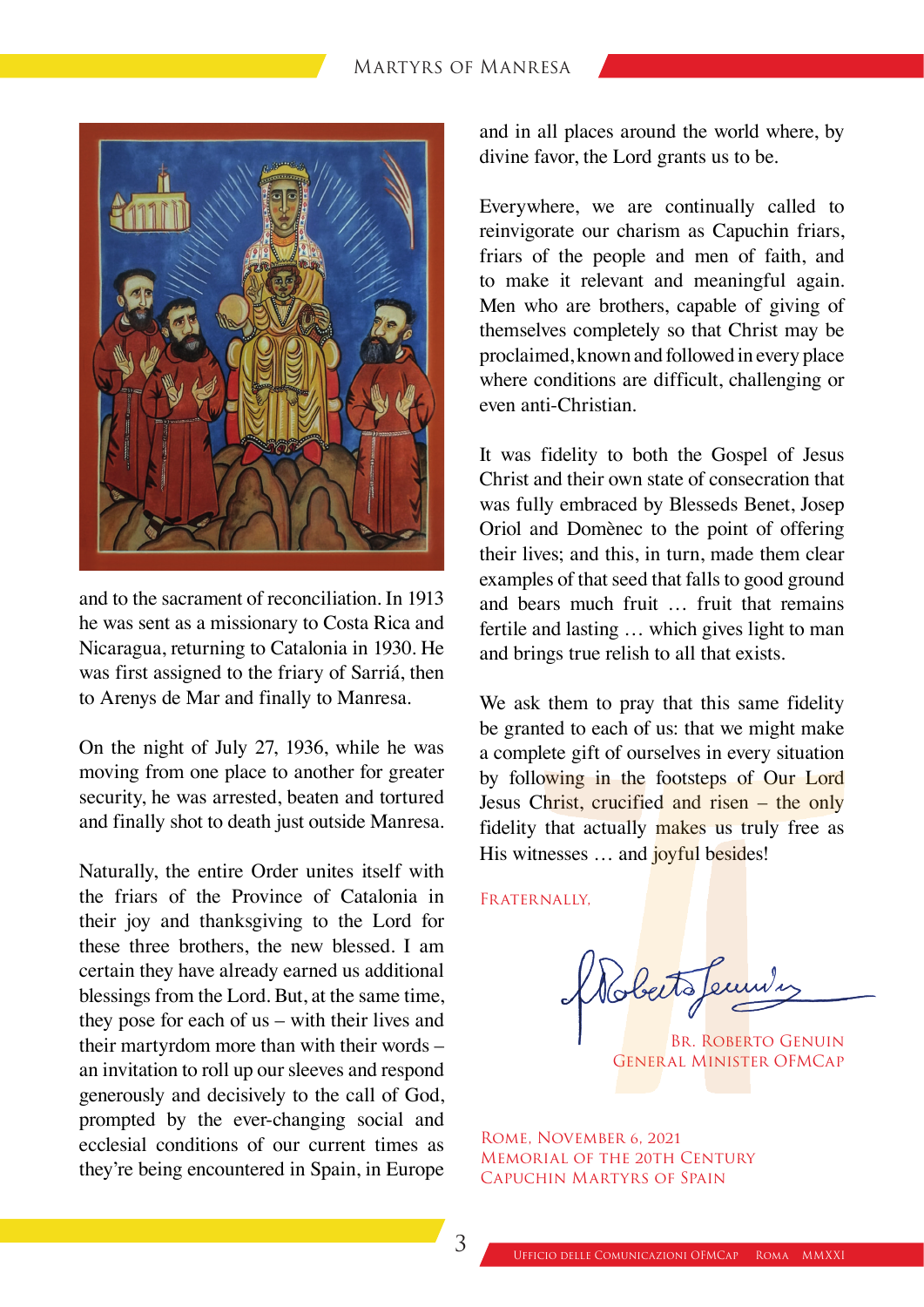and to the sacrament of reconciliation. In 1913 he was sent as a missionary to Costa Rica and Nicaragua, returning to Catalonia in 1930. He was first assigned to the friary of Sarriá, then to Arenys de Mar and finally to Manresa.

On the night of July 27, 1936, while he was moving from one place to another for greater security, he was arrested, beaten and tortured and finally shot to death just outside Manresa.

Naturally, the entire Order unites itself with the friars of the Province of Catalonia in their joy and thanksgiving to the Lord for these three brothers, the new blessed. I am certain they have already earned us additional blessings from the Lord. But, at the same time, they pose for each of us – with their lives and their martyrdom more than with their words – an invitation to roll up our sleeves and respond generously and decisively to the call of God, prompted by the ever-changing social and ecclesial conditions of our current times as they're being encountered in Spain, in Europe and in all places around the world where, by divine favor, the Lord grants us to be.

Everywhere, we are continually called to reinvigorate our charism as Capuchin friars, friars of the people and men of faith, and to make it relevant and meaningful again. Men who are brothers, capable of giving of themselves completely so that Christ may be proclaimed, known and followed in every place where conditions are difficult, challenging or even anti-Christian.

It was fidelity to both the Gospel of Jesus Christ and their own state of consecration that was fully embraced by Blesseds Benet, Josep Oriol and Domènec to the point of offering their lives; and this, in turn, made them clear examples of that seed that falls to good ground and bears much fruit … fruit that remains fertile and lasting … which gives light to man and brings true relish to all that exists.

We ask them to pray that this same fidelity be granted to each of us: that we might make a complete gift of ourselves in every situation by following in the footsteps of Our Lord Jesus Christ, crucified and risen – the only fidelity that actually makes us truly free as His witnesses … and joyful besides!

Fraternally,

Br. Roberto Genuin
General Minister OFMCap

Rome, November 6, 2021
Memorial of the 20th Century
Capuchin Martyrs of Spain